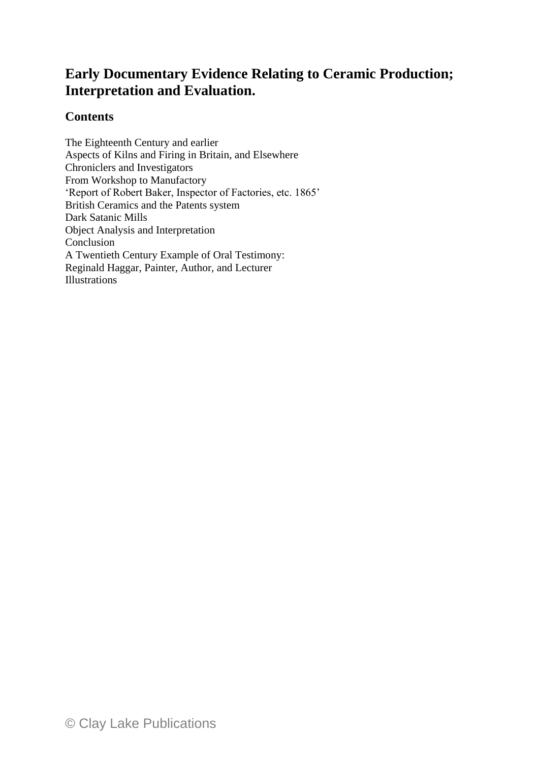# Early Documentary Evidence Relating to Ceramic Production; Interpretation and Evaluation.

## Contents

The Eighteenth Century and earlier
Aspects of Kilns and Firing in Britain, and Elsewhere
Chroniclers and Investigators
From Workshop to Manufactory
'Report of Robert Baker, Inspector of Factories, etc. 1865'
British Ceramics and the Patents system
Dark Satanic Mills
Object Analysis and Interpretation
Conclusion
A Twentieth Century Example of Oral Testimony:
Reginald Haggar, Painter, Author, and Lecturer
Illustrations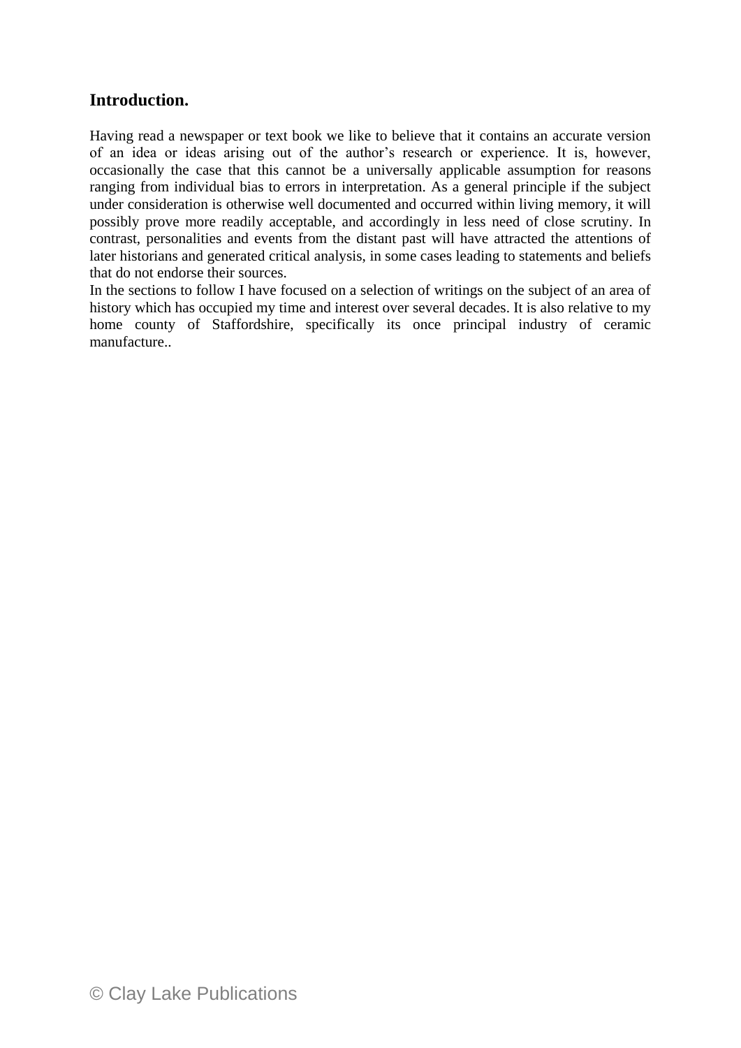## Introduction.

Having read a newspaper or text book we like to believe that it contains an accurate version of an idea or ideas arising out of the author's research or experience. It is, however, occasionally the case that this cannot be a universally applicable assumption for reasons ranging from individual bias to errors in interpretation. As a general principle if the subject under consideration is otherwise well documented and occurred within living memory, it will possibly prove more readily acceptable, and accordingly in less need of close scrutiny. In contrast, personalities and events from the distant past will have attracted the attentions of later historians and generated critical analysis, in some cases leading to statements and beliefs that do not endorse their sources.

In the sections to follow I have focused on a selection of writings on the subject of an area of history which has occupied my time and interest over several decades. It is also relative to my home county of Staffordshire, specifically its once principal industry of ceramic manufacture..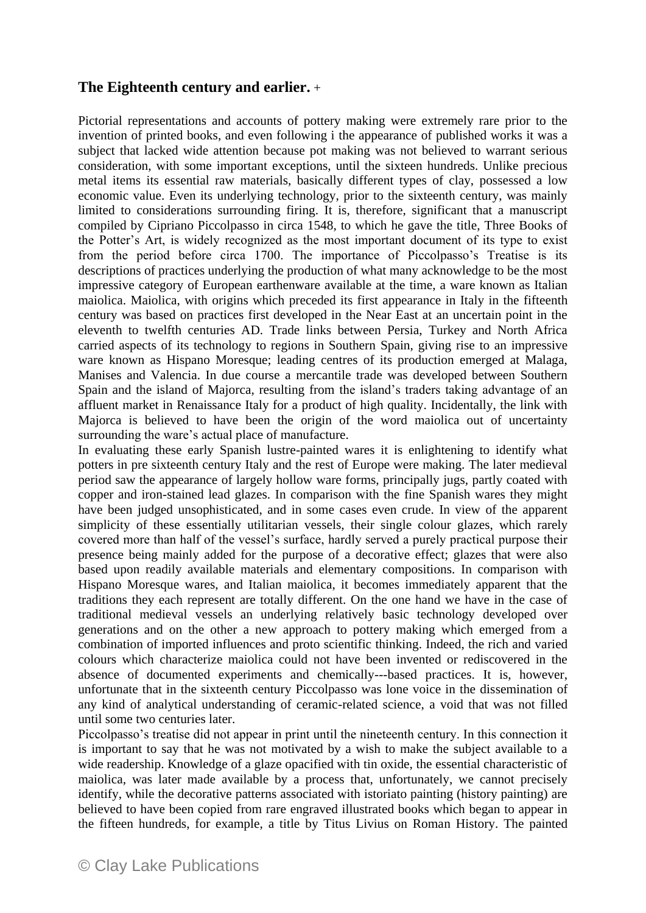## The Eighteenth century and earlier. +

Pictorial representations and accounts of pottery making were extremely rare prior to the invention of printed books, and even following i the appearance of published works it was a subject that lacked wide attention because pot making was not believed to warrant serious consideration, with some important exceptions, until the sixteen hundreds. Unlike precious metal items its essential raw materials, basically different types of clay, possessed a low economic value. Even its underlying technology, prior to the sixteenth century, was mainly limited to considerations surrounding firing. It is, therefore, significant that a manuscript compiled by Cipriano Piccolpasso in circa 1548, to which he gave the title, Three Books of the Potter's Art, is widely recognized as the most important document of its type to exist from the period before circa 1700. The importance of Piccolpasso's Treatise is its descriptions of practices underlying the production of what many acknowledge to be the most impressive category of European earthenware available at the time, a ware known as Italian maiolica. Maiolica, with origins which preceded its first appearance in Italy in the fifteenth century was based on practices first developed in the Near East at an uncertain point in the eleventh to twelfth centuries AD. Trade links between Persia, Turkey and North Africa carried aspects of its technology to regions in Southern Spain, giving rise to an impressive ware known as Hispano Moresque; leading centres of its production emerged at Malaga, Manises and Valencia. In due course a mercantile trade was developed between Southern Spain and the island of Majorca, resulting from the island's traders taking advantage of an affluent market in Renaissance Italy for a product of high quality. Incidentally, the link with Majorca is believed to have been the origin of the word maiolica out of uncertainty surrounding the ware's actual place of manufacture.

In evaluating these early Spanish lustre-painted wares it is enlightening to identify what potters in pre sixteenth century Italy and the rest of Europe were making. The later medieval period saw the appearance of largely hollow ware forms, principally jugs, partly coated with copper and iron-stained lead glazes. In comparison with the fine Spanish wares they might have been judged unsophisticated, and in some cases even crude. In view of the apparent simplicity of these essentially utilitarian vessels, their single colour glazes, which rarely covered more than half of the vessel's surface, hardly served a purely practical purpose their presence being mainly added for the purpose of a decorative effect; glazes that were also based upon readily available materials and elementary compositions. In comparison with Hispano Moresque wares, and Italian maiolica, it becomes immediately apparent that the traditions they each represent are totally different. On the one hand we have in the case of traditional medieval vessels an underlying relatively basic technology developed over generations and on the other a new approach to pottery making which emerged from a combination of imported influences and proto scientific thinking. Indeed, the rich and varied colours which characterize maiolica could not have been invented or rediscovered in the absence of documented experiments and chemically---based practices. It is, however, unfortunate that in the sixteenth century Piccolpasso was lone voice in the dissemination of any kind of analytical understanding of ceramic-related science, a void that was not filled until some two centuries later.

Piccolpasso's treatise did not appear in print until the nineteenth century. In this connection it is important to say that he was not motivated by a wish to make the subject available to a wide readership. Knowledge of a glaze opacified with tin oxide, the essential characteristic of maiolica, was later made available by a process that, unfortunately, we cannot precisely identify, while the decorative patterns associated with istoriato painting (history painting) are believed to have been copied from rare engraved illustrated books which began to appear in the fifteen hundreds, for example, a title by Titus Livius on Roman History. The painted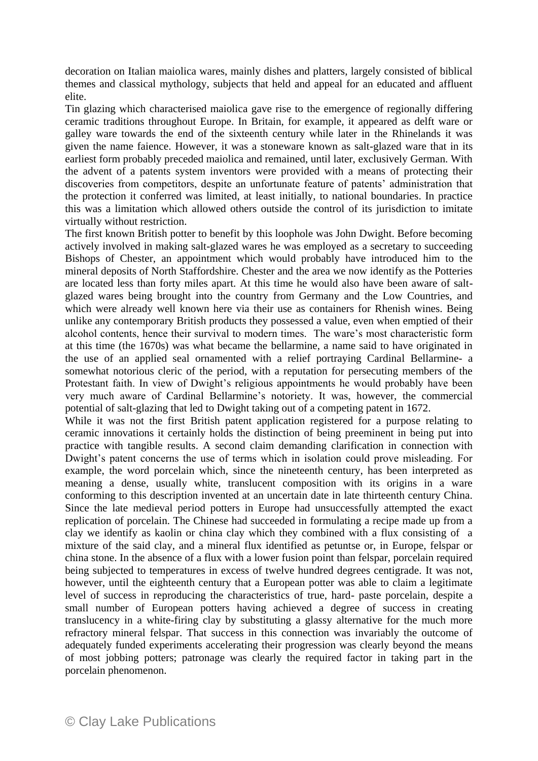decoration on Italian maiolica wares, mainly dishes and platters, largely consisted of biblical themes and classical mythology, subjects that held and appeal for an educated and affluent elite.

Tin glazing which characterised maiolica gave rise to the emergence of regionally differing ceramic traditions throughout Europe. In Britain, for example, it appeared as delft ware or galley ware towards the end of the sixteenth century while later in the Rhinelands it was given the name faience. However, it was a stoneware known as salt-glazed ware that in its earliest form probably preceded maiolica and remained, until later, exclusively German. With the advent of a patents system inventors were provided with a means of protecting their discoveries from competitors, despite an unfortunate feature of patents' administration that the protection it conferred was limited, at least initially, to national boundaries. In practice this was a limitation which allowed others outside the control of its jurisdiction to imitate virtually without restriction.

The first known British potter to benefit by this loophole was John Dwight. Before becoming actively involved in making salt-glazed wares he was employed as a secretary to succeeding Bishops of Chester, an appointment which would probably have introduced him to the mineral deposits of North Staffordshire. Chester and the area we now identify as the Potteries are located less than forty miles apart. At this time he would also have been aware of salt-glazed wares being brought into the country from Germany and the Low Countries, and which were already well known here via their use as containers for Rhenish wines. Being unlike any contemporary British products they possessed a value, even when emptied of their alcohol contents, hence their survival to modern times. The ware's most characteristic form at this time (the 1670s) was what became the bellarmine, a name said to have originated in the use of an applied seal ornamented with a relief portraying Cardinal Bellarmine- a somewhat notorious cleric of the period, with a reputation for persecuting members of the Protestant faith. In view of Dwight's religious appointments he would probably have been very much aware of Cardinal Bellarmine's notoriety. It was, however, the commercial potential of salt-glazing that led to Dwight taking out of a competing patent in 1672.

While it was not the first British patent application registered for a purpose relating to ceramic innovations it certainly holds the distinction of being preeminent in being put into practice with tangible results. A second claim demanding clarification in connection with Dwight's patent concerns the use of terms which in isolation could prove misleading. For example, the word porcelain which, since the nineteenth century, has been interpreted as meaning a dense, usually white, translucent composition with its origins in a ware conforming to this description invented at an uncertain date in late thirteenth century China. Since the late medieval period potters in Europe had unsuccessfully attempted the exact replication of porcelain. The Chinese had succeeded in formulating a recipe made up from a clay we identify as kaolin or china clay which they combined with a flux consisting of a mixture of the said clay, and a mineral flux identified as petuntse or, in Europe, felspar or china stone. In the absence of a flux with a lower fusion point than felspar, porcelain required being subjected to temperatures in excess of twelve hundred degrees centigrade. It was not, however, until the eighteenth century that a European potter was able to claim a legitimate level of success in reproducing the characteristics of true, hard- paste porcelain, despite a small number of European potters having achieved a degree of success in creating translucency in a white-firing clay by substituting a glassy alternative for the much more refractory mineral felspar. That success in this connection was invariably the outcome of adequately funded experiments accelerating their progression was clearly beyond the means of most jobbing potters; patronage was clearly the required factor in taking part in the porcelain phenomenon.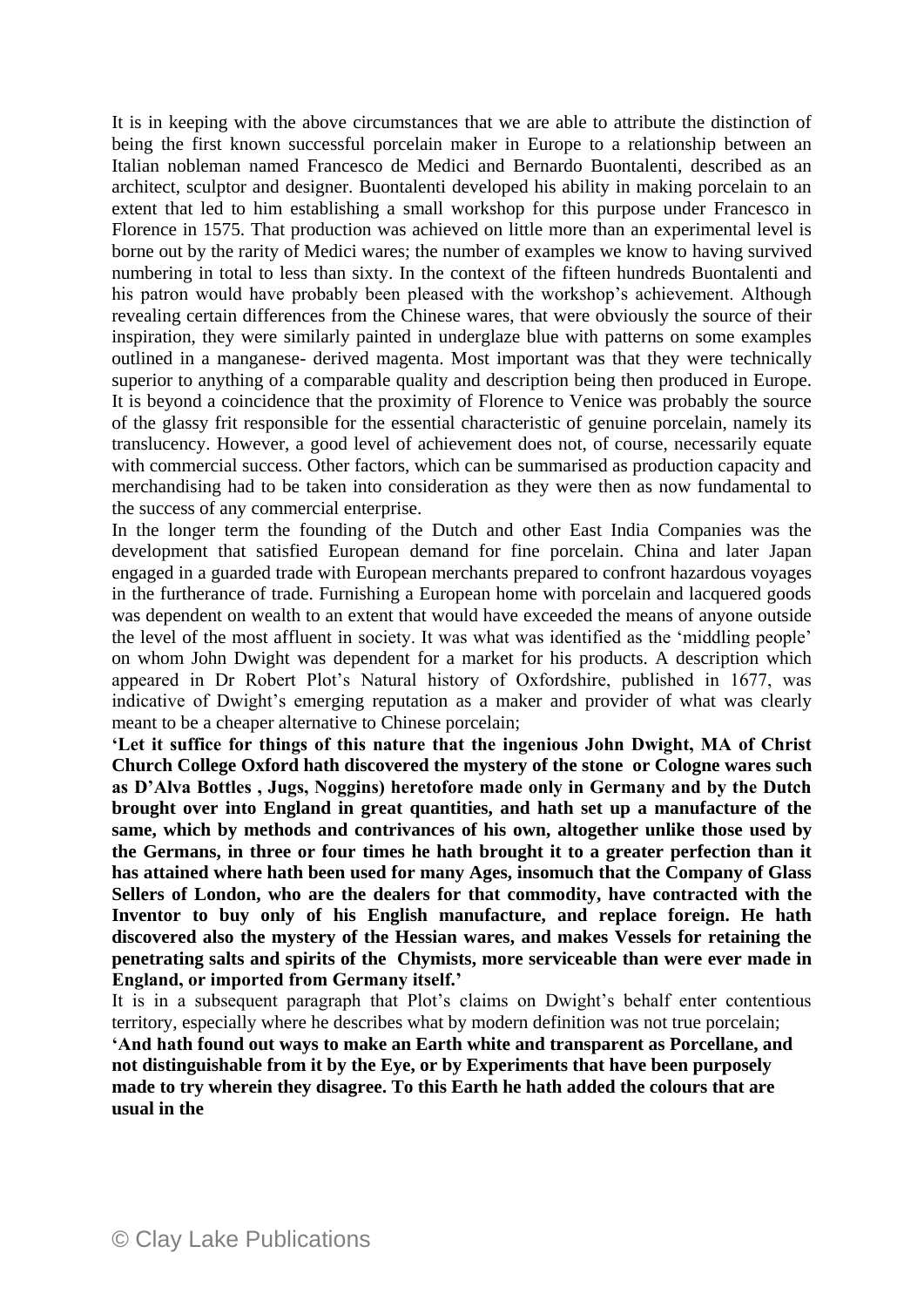It is in keeping with the above circumstances that we are able to attribute the distinction of being the first known successful porcelain maker in Europe to a relationship between an Italian nobleman named Francesco de Medici and Bernardo Buontalenti, described as an architect, sculptor and designer. Buontalenti developed his ability in making porcelain to an extent that led to him establishing a small workshop for this purpose under Francesco in Florence in 1575. That production was achieved on little more than an experimental level is borne out by the rarity of Medici wares; the number of examples we know to having survived numbering in total to less than sixty. In the context of the fifteen hundreds Buontalenti and his patron would have probably been pleased with the workshop's achievement. Although revealing certain differences from the Chinese wares, that were obviously the source of their inspiration, they were similarly painted in underglaze blue with patterns on some examples outlined in a manganese- derived magenta. Most important was that they were technically superior to anything of a comparable quality and description being then produced in Europe. It is beyond a coincidence that the proximity of Florence to Venice was probably the source of the glassy frit responsible for the essential characteristic of genuine porcelain, namely its translucency. However, a good level of achievement does not, of course, necessarily equate with commercial success. Other factors, which can be summarised as production capacity and merchandising had to be taken into consideration as they were then as now fundamental to the success of any commercial enterprise.

In the longer term the founding of the Dutch and other East India Companies was the development that satisfied European demand for fine porcelain. China and later Japan engaged in a guarded trade with European merchants prepared to confront hazardous voyages in the furtherance of trade. Furnishing a European home with porcelain and lacquered goods was dependent on wealth to an extent that would have exceeded the means of anyone outside the level of the most affluent in society. It was what was identified as the 'middling people' on whom John Dwight was dependent for a market for his products. A description which appeared in Dr Robert Plot's Natural history of Oxfordshire, published in 1677, was indicative of Dwight's emerging reputation as a maker and provider of what was clearly meant to be a cheaper alternative to Chinese porcelain;

**'Let it suffice for things of this nature that the ingenious John Dwight, MA of Christ Church College Oxford hath discovered the mystery of the stone or Cologne wares such as D'Alva Bottles , Jugs, Noggins) heretofore made only in Germany and by the Dutch brought over into England in great quantities, and hath set up a manufacture of the same, which by methods and contrivances of his own, altogether unlike those used by the Germans, in three or four times he hath brought it to a greater perfection than it has attained where hath been used for many Ages, insomuch that the Company of Glass Sellers of London, who are the dealers for that commodity, have contracted with the Inventor to buy only of his English manufacture, and replace foreign. He hath discovered also the mystery of the Hessian wares, and makes Vessels for retaining the penetrating salts and spirits of the Chymists, more serviceable than were ever made in England, or imported from Germany itself.'**

It is in a subsequent paragraph that Plot's claims on Dwight's behalf enter contentious territory, especially where he describes what by modern definition was not true porcelain;

**'And hath found out ways to make an Earth white and transparent as Porcellane, and not distinguishable from it by the Eye, or by Experiments that have been purposely made to try wherein they disagree. To this Earth he hath added the colours that are usual in the**